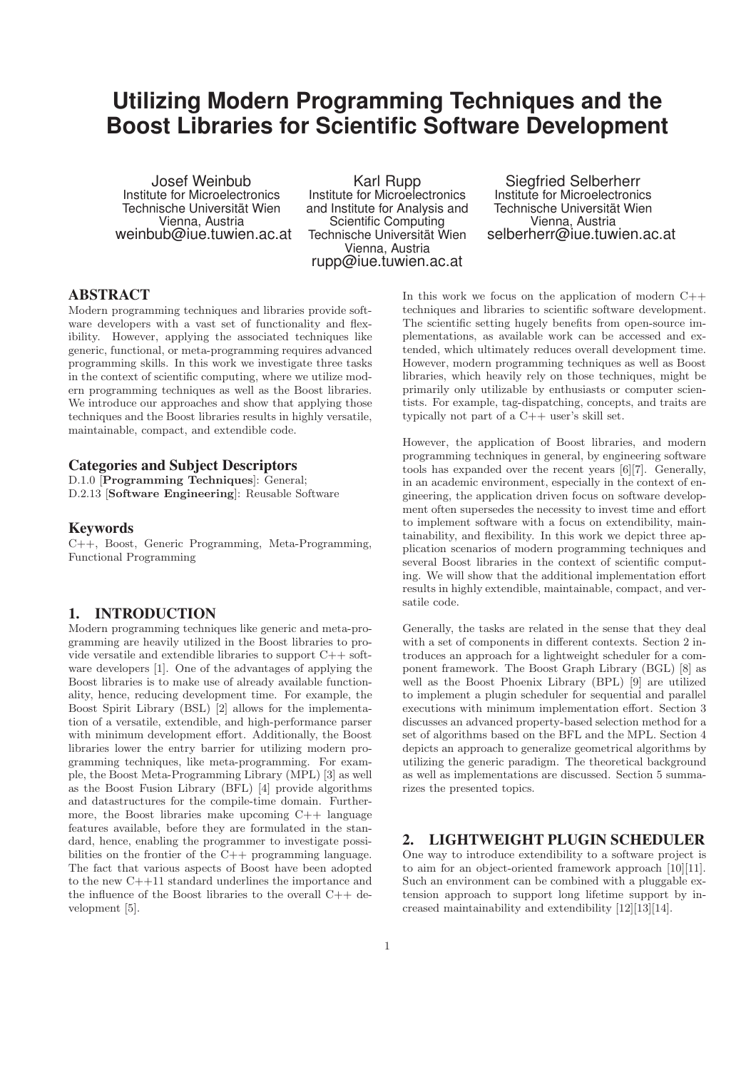# Utilizing Modern Programming Techniques and the Boost Libraries for Scientific Software Development

Josef Weinbub
Institute for Microelectronics
Technische Universität Wien
Vienna, Austria
weinbub@iue.tuwien.ac.at

Karl Rupp
Institute for Microelectronics
and Institute for Analysis and Scientific Computing
Technische Universität Wien
Vienna, Austria
rupp@iue.tuwien.ac.at

Siegfried Selberherr
Institute for Microelectronics
Technische Universität Wien
Vienna, Austria
selberherr@iue.tuwien.ac.at

## ABSTRACT

Modern programming techniques and libraries provide software developers with a vast set of functionality and flexibility. However, applying the associated techniques like generic, functional, or meta-programming requires advanced programming skills. In this work we investigate three tasks in the context of scientific computing, where we utilize modern programming techniques as well as the Boost libraries. We introduce our approaches and show that applying those techniques and the Boost libraries results in highly versatile, maintainable, compact, and extendible code.

### Categories and Subject Descriptors

D.1.0 [**Programming Techniques**]: General;
D.2.13 [**Software Engineering**]: Reusable Software

### Keywords

C++, Boost, Generic Programming, Meta-Programming, Functional Programming

## 1. INTRODUCTION

Modern programming techniques like generic and meta-programming are heavily utilized in the Boost libraries to provide versatile and extendible libraries to support C++ software developers [1]. One of the advantages of applying the Boost libraries is to make use of already available functionality, hence, reducing development time. For example, the Boost Spirit Library (BSL) [2] allows for the implementation of a versatile, extendible, and high-performance parser with minimum development effort. Additionally, the Boost libraries lower the entry barrier for utilizing modern programming techniques, like meta-programming. For example, the Boost Meta-Programming Library (MPL) [3] as well as the Boost Fusion Library (BFL) [4] provide algorithms and datastructures for the compile-time domain. Furthermore, the Boost libraries make upcoming C++ language features available, before they are formulated in the standard, hence, enabling the programmer to investigate possibilities on the frontier of the C++ programming language. The fact that various aspects of Boost have been adopted to the new C++11 standard underlines the importance and the influence of the Boost libraries to the overall C++ development [5].

In this work we focus on the application of modern C++ techniques and libraries to scientific software development. The scientific setting hugely benefits from open-source implementations, as available work can be accessed and extended, which ultimately reduces overall development time. However, modern programming techniques as well as Boost libraries, which heavily rely on those techniques, might be primarily only utilizable by enthusiasts or computer scientists. For example, tag-dispatching, concepts, and traits are typically not part of a C++ user's skill set.

However, the application of Boost libraries, and modern programming techniques in general, by engineering software tools has expanded over the recent years [6][7]. Generally, in an academic environment, especially in the context of engineering, the application driven focus on software development often supersedes the necessity to invest time and effort to implement software with a focus on extendibility, maintainability, and flexibility. In this work we depict three application scenarios of modern programming techniques and several Boost libraries in the context of scientific computing. We will show that the additional implementation effort results in highly extendible, maintainable, compact, and versatile code.

Generally, the tasks are related in the sense that they deal with a set of components in different contexts. Section 2 introduces an approach for a lightweight scheduler for a component framework. The Boost Graph Library (BGL) [8] as well as the Boost Phoenix Library (BPL) [9] are utilized to implement a plugin scheduler for sequential and parallel executions with minimum implementation effort. Section 3 discusses an advanced property-based selection method for a set of algorithms based on the BFL and the MPL. Section 4 depicts an approach to generalize geometrical algorithms by utilizing the generic paradigm. The theoretical background as well as implementations are discussed. Section 5 summarizes the presented topics.

## 2. LIGHTWEIGHT PLUGIN SCHEDULER

One way to introduce extendibility to a software project is to aim for an object-oriented framework approach [10][11]. Such an environment can be combined with a pluggable extension approach to support long lifetime support by increased maintainability and extendibility [12][13][14].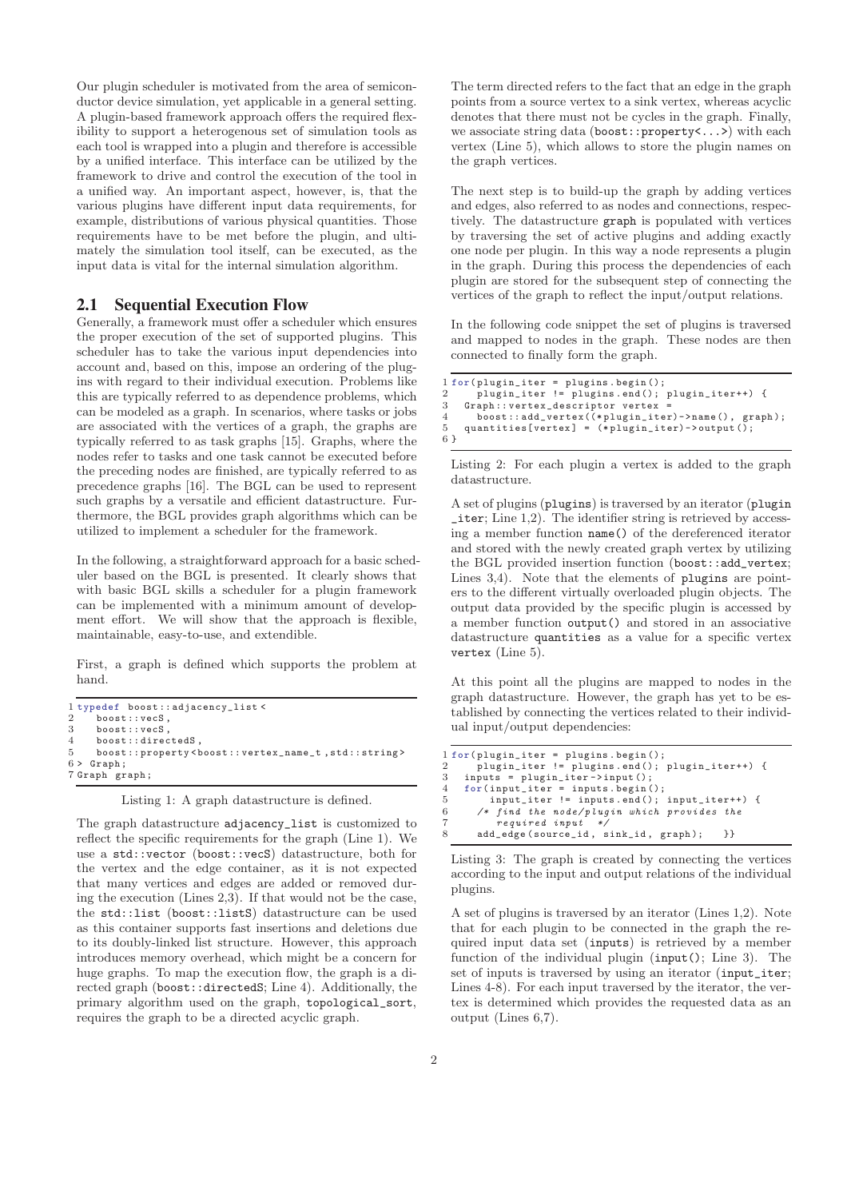Our plugin scheduler is motivated from the area of semiconductor device simulation, yet applicable in a general setting. A plugin-based framework approach offers the required flexibility to support a heterogenous set of simulation tools as each tool is wrapped into a plugin and therefore is accessible by a unified interface. This interface can be utilized by the framework to drive and control the execution of the tool in a unified way. An important aspect, however, is, that the various plugins have different input data requirements, for example, distributions of various physical quantities. Those requirements have to be met before the plugin, and ultimately the simulation tool itself, can be executed, as the input data is vital for the internal simulation algorithm.

## 2.1 Sequential Execution Flow

Generally, a framework must offer a scheduler which ensures the proper execution of the set of supported plugins. This scheduler has to take the various input dependencies into account and, based on this, impose an ordering of the plugins with regard to their individual execution. Problems like this are typically referred to as dependence problems, which can be modeled as a graph. In scenarios, where tasks or jobs are associated with the vertices of a graph, the graphs are typically referred to as task graphs [15]. Graphs, where the nodes refer to tasks and one task cannot be executed before the preceding nodes are finished, are typically referred to as precedence graphs [16]. The BGL can be used to represent such graphs by a versatile and efficient datastructure. Furthermore, the BGL provides graph algorithms which can be utilized to implement a scheduler for the framework.

In the following, a straightforward approach for a basic scheduler based on the BGL is presented. It clearly shows that with basic BGL skills a scheduler for a plugin framework can be implemented with a minimum amount of development effort. We will show that the approach is flexible, maintainable, easy-to-use, and extendible.

First, a graph is defined which supports the problem at hand.

```
1 typedef boost::adjacency_list<
2     boost::vecS,
3     boost::vecS,
4     boost::directedS,
5     boost::property<boost::vertex_name_t,std::string>
6 > Graph;
7 Graph graph;
```

Listing 1: A graph datastructure is defined.

The graph datastructure `adjacency_list` is customized to reflect the specific requirements for the graph (Line 1). We use a `std::vector` (`boost::vecS`) datastructure, both for the vertex and the edge container, as it is not expected that many vertices and edges are added or removed during the execution (Lines 2,3). If that would not be the case, the `std::list` (`boost::listS`) datastructure can be used as this container supports fast insertions and deletions due to its doubly-linked list structure. However, this approach introduces memory overhead, which might be a concern for huge graphs. To map the execution flow, the graph is a directed graph (`boost::directedS`; Line 4). Additionally, the primary algorithm used on the graph, `topological_sort`, requires the graph to be a directed acyclic graph.

The term directed refers to the fact that an edge in the graph points from a source vertex to a sink vertex, whereas acyclic denotes that there must not be cycles in the graph. Finally, we associate string data (`boost::property<...>`) with each vertex (Line 5), which allows to store the plugin names on the graph vertices.

The next step is to build-up the graph by adding vertices and edges, also referred to as nodes and connections, respectively. The datastructure `graph` is populated with vertices by traversing the set of active plugins and adding exactly one node per plugin. In this way a node represents a plugin in the graph. During this process the dependencies of each plugin are stored for the subsequent step of connecting the vertices of the graph to reflect the input/output relations.

In the following code snippet the set of plugins is traversed and mapped to nodes in the graph. These nodes are then connected to finally form the graph.

```
1 for(plugin_iter = plugins.begin();
2     plugin_iter != plugins.end(); plugin_iter++) {
3   Graph::vertex_descriptor vertex =
4     boost::add_vertex((*plugin_iter)->name(), graph);
5   quantities[vertex] = (*plugin_iter)->output();
6 }
```

Listing 2: For each plugin a vertex is added to the graph datastructure.

A set of plugins (`plugins`) is traversed by an iterator (`plugin_iter`; Line 1,2). The identifier string is retrieved by accessing a member function `name()` of the dereferenced iterator and stored with the newly created graph vertex by utilizing the BGL provided insertion function (`boost::add_vertex`; Lines 3,4). Note that the elements of `plugins` are pointers to the different virtually overloaded plugin objects. The output data provided by the specific plugin is accessed by a member function `output()` and stored in an associative datastructure `quantities` as a value for a specific vertex `vertex` (Line 5).

At this point all the plugins are mapped to nodes in the graph datastructure. However, the graph has yet to be established by connecting the vertices related to their individual input/output dependencies:

```
1 for(plugin_iter = plugins.begin();
2     plugin_iter != plugins.end(); plugin_iter++) {
3   inputs = plugin_iter->input();
4   for(input_iter = inputs.begin();
5       input_iter != inputs.end(); input_iter++) {
6     /* find the node/plugin which provides the
7        required input  */
8     add_edge(source_id, sink_id, graph);   }}
```

Listing 3: The graph is created by connecting the vertices according to the input and output relations of the individual plugins.

A set of plugins is traversed by an iterator (Lines 1,2). Note that for each plugin to be connected in the graph the required input data set (`inputs`) is retrieved by a member function of the individual plugin (`input()`; Line 3). The set of inputs is traversed by using an iterator (`input_iter`; Lines 4-8). For each input traversed by the iterator, the vertex is determined which provides the requested data as an output (Lines 6,7).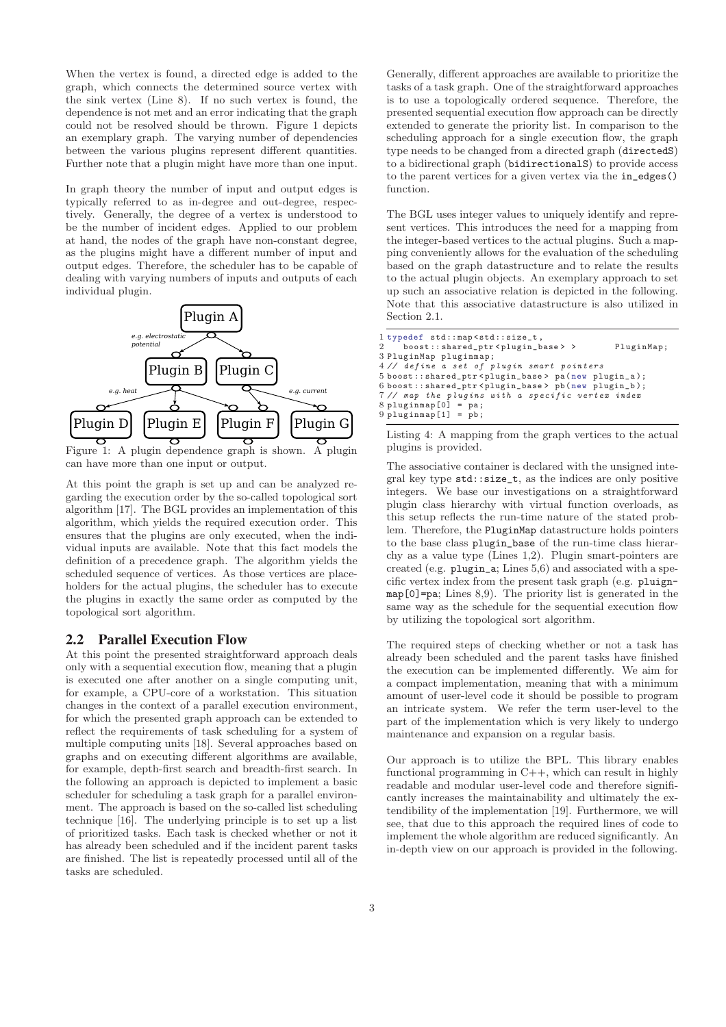When the vertex is found, a directed edge is added to the graph, which connects the determined source vertex with the sink vertex (Line 8). If no such vertex is found, the dependence is not met and an error indicating that the graph could not be resolved should be thrown. Figure 1 depicts an exemplary graph. The varying number of dependencies between the various plugins represent different quantities. Further note that a plugin might have more than one input.

In graph theory the number of input and output edges is typically referred to as in-degree and out-degree, respectively. Generally, the degree of a vertex is understood to be the number of incident edges. Applied to our problem at hand, the nodes of the graph have non-constant degree, as the plugins might have a different number of input and output edges. Therefore, the scheduler has to be capable of dealing with varying numbers of inputs and outputs of each individual plugin.

Figure 1: A plugin dependence graph is shown. A plugin can have more than one input or output.

At this point the graph is set up and can be analyzed regarding the execution order by the so-called topological sort algorithm [17]. The BGL provides an implementation of this algorithm, which yields the required execution order. This ensures that the plugins are only executed, when the individual inputs are available. Note that this fact models the definition of a precedence graph. The algorithm yields the scheduled sequence of vertices. As those vertices are placeholders for the actual plugins, the scheduler has to execute the plugins in exactly the same order as computed by the topological sort algorithm.

## 2.2 Parallel Execution Flow

At this point the presented straightforward approach deals only with a sequential execution flow, meaning that a plugin is executed one after another on a single computing unit, for example, a CPU-core of a workstation. This situation changes in the context of a parallel execution environment, for which the presented graph approach can be extended to reflect the requirements of task scheduling for a system of multiple computing units [18]. Several approaches based on graphs and on executing different algorithms are available, for example, depth-first search and breadth-first search. In the following an approach is depicted to implement a basic scheduler for scheduling a task graph for a parallel environment. The approach is based on the so-called list scheduling technique [16]. The underlying principle is to set up a list of prioritized tasks. Each task is checked whether or not it has already been scheduled and if the incident parent tasks are finished. The list is repeatedly processed until all of the tasks are scheduled.

Generally, different approaches are available to prioritize the tasks of a task graph. One of the straightforward approaches is to use a topologically ordered sequence. Therefore, the presented sequential execution flow approach can be directly extended to generate the priority list. In comparison to the scheduling approach for a single execution flow, the graph type needs to be changed from a directed graph (`directedS`) to a bidirectional graph (`bidirectionalS`) to provide access to the parent vertices for a given vertex via the `in_edges()` function.

The BGL uses integer values to uniquely identify and represent vertices. This introduces the need for a mapping from the integer-based vertices to the actual plugins. Such a mapping conveniently allows for the evaluation of the scheduling based on the graph datastructure and to relate the results to the actual plugin objects. An exemplary approach to set up such an associative relation is depicted in the following. Note that this associative datastructure is also utilized in Section 2.1.

```
1 typedef std::map<std::size_t,
2    boost::shared_ptr<plugin_base> >         PluginMap;
3 PluginMap pluginmap;
4 // define a set of plugin smart pointers
5 boost::shared_ptr<plugin_base> pa(new plugin_a);
6 boost::shared_ptr<plugin_base> pb(new plugin_b);
7 // map the plugins with a specific vertex index
8 pluginmap[0] = pa;
9 pluginmap[1] = pb;
```

Listing 4: A mapping from the graph vertices to the actual plugins is provided.

The associative container is declared with the unsigned integral key type `std::size_t`, as the indices are only positive integers. We base our investigations on a straightforward plugin class hierarchy with virtual function overloads, as this setup reflects the run-time nature of the stated problem. Therefore, the `PluginMap` datastructure holds pointers to the base class `plugin_base` of the run-time class hierarchy as a value type (Lines 1,2). Plugin smart-pointers are created (e.g. `plugin_a`; Lines 5,6) and associated with a specific vertex index from the present task graph (e.g. `pluignmap[0]=pa`; Lines 8,9). The priority list is generated in the same way as the schedule for the sequential execution flow by utilizing the topological sort algorithm.

The required steps of checking whether or not a task has already been scheduled and the parent tasks have finished the execution can be implemented differently. We aim for a compact implementation, meaning that with a minimum amount of user-level code it should be possible to program an intricate system. We refer the term user-level to the part of the implementation which is very likely to undergo maintenance and expansion on a regular basis.

Our approach is to utilize the BPL. This library enables functional programming in C++, which can result in highly readable and modular user-level code and therefore significantly increases the maintainability and ultimately the extendibility of the implementation [19]. Furthermore, we will see, that due to this approach the required lines of code to implement the whole algorithm are reduced significantly. An in-depth view on our approach is provided in the following.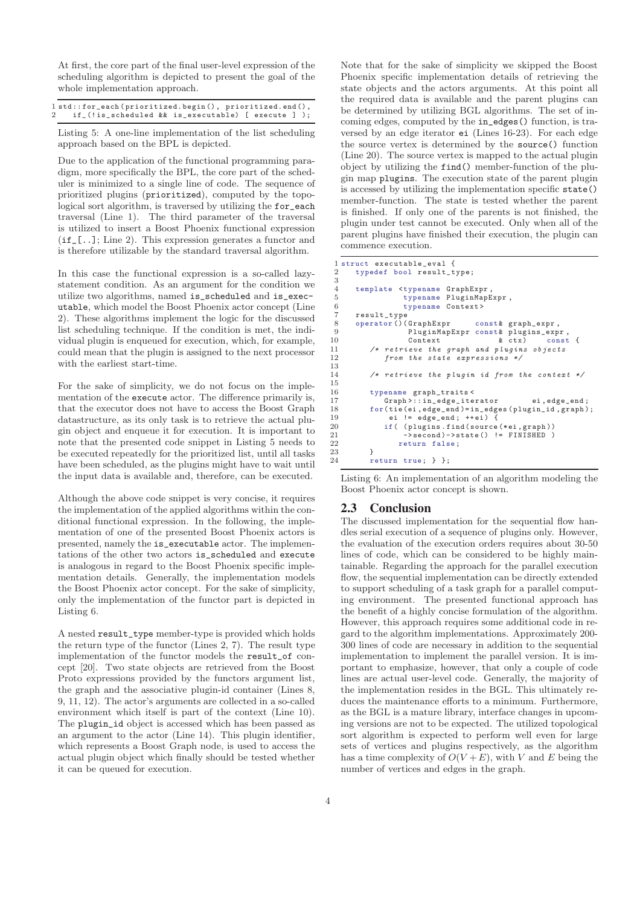At first, the core part of the final user-level expression of the scheduling algorithm is depicted to present the goal of the whole implementation approach.

```
1 std::for_each(prioritized.begin(), prioritized.end(),
2    if_(!is_scheduled && is_executable) [ execute ] );
```

Listing 5: A one-line implementation of the list scheduling approach based on the BPL is depicted.

Due to the application of the functional programming paradigm, more specifically the BPL, the core part of the scheduler is minimized to a single line of code. The sequence of prioritized plugins (`prioritized`), computed by the topological sort algorithm, is traversed by utilizing the `for_each` traversal (Line 1). The third parameter of the traversal is utilized to insert a Boost Phoenix functional expression (`if_[..]`; Line 2). This expression generates a functor and is therefore utilizable by the standard traversal algorithm.

In this case the functional expression is a so-called lazy-statement condition. As an argument for the condition we utilize two algorithms, named `is_scheduled` and `is_executable`, which model the Boost Phoenix actor concept (Line 2). These algorithms implement the logic for the discussed list scheduling technique. If the condition is met, the individual plugin is enqueued for execution, which, for example, could mean that the plugin is assigned to the next processor with the earliest start-time.

For the sake of simplicity, we do not focus on the implementation of the `execute` actor. The difference primarily is, that the executor does not have to access the Boost Graph datastructure, as its only task is to retrieve the actual plugin object and enqueue it for execution. It is important to note that the presented code snippet in Listing 5 needs to be executed repeatedly for the prioritized list, until all tasks have been scheduled, as the plugins might have to wait until the input data is available and, therefore, can be executed.

Although the above code snippet is very concise, it requires the implementation of the applied algorithms within the conditional functional expression. In the following, the implementation of one of the presented Boost Phoenix actors is presented, namely the `is_executable` actor. The implementations of the other two actors `is_scheduled` and `execute` is analogous in regard to the Boost Phoenix specific implementation details. Generally, the implementation models the Boost Phoenix actor concept. For the sake of simplicity, only the implementation of the functor part is depicted in Listing 6.

A nested `result_type` member-type is provided which holds the return type of the functor (Lines 2, 7). The result type implementation of the functor models the `result_of` concept [20]. Two state objects are retrieved from the Boost Proto expressions provided by the functors argument list, the graph and the associative plugin-id container (Lines 8, 9, 11, 12). The actor's arguments are collected in a so-called environment which itself is part of the context (Line 10). The `plugin_id` object is accessed which has been passed as an argument to the actor (Line 14). This plugin identifier, which represents a Boost Graph node, is used to access the actual plugin object which finally should be tested whether it can be queued for execution.

Note that for the sake of simplicity we skipped the Boost Phoenix specific implementation details of retrieving the state objects and the actors arguments. At this point all the required data is available and the parent plugins can be determined by utilizing BGL algorithms. The set of incoming edges, computed by the `in_edges()` function, is traversed by an edge iterator `ei` (Lines 16-23). For each edge the source vertex is determined by the `source()` function (Line 20). The source vertex is mapped to the actual plugin object by utilizing the `find()` member-function of the plugin map `plugins`. The execution state of the parent plugin is accessed by utilizing the implementation specific `state()` member-function. The state is tested whether the parent is finished. If only one of the parents is not finished, the plugin under test cannot be executed. Only when all of the parent plugins have finished their execution, the plugin can commence execution.

```
1 struct executable_eval {
2   typedef bool result_type;
3
4   template <typename GraphExpr,
5             typename PluginMapExpr,
6             typename Context>
7   result_type
8   operator()(GraphExpr      const& graph_expr,
9              PluginMapExpr const& plugins_expr,
10             Context            & ctx)    const {
11     /* retrieve the graph and plugins objects
12        from the state expressions */
13
14     /* retrieve the plugin id from the context */
15
16     typename graph_traits<
17        Graph>::in_edge_iterator       ei,edge_end;
18     for(tie(ei,edge_end)=in_edges(plugin_id,graph);
19         ei != edge_end; ++ei) {
20       if( (plugins.find(source(*ei,graph))
21           ->second)->state() != FINISHED )
22         return false;
23     }
24     return true; } };
```

Listing 6: An implementation of an algorithm modeling the Boost Phoenix actor concept is shown.

## 2.3 Conclusion

The discussed implementation for the sequential flow handles serial execution of a sequence of plugins only. However, the evaluation of the execution orders requires about 30-50 lines of code, which can be considered to be highly maintainable. Regarding the approach for the parallel execution flow, the sequential implementation can be directly extended to support scheduling of a task graph for a parallel computing environment. The presented functional approach has the benefit of a highly concise formulation of the algorithm. However, this approach requires some additional code in regard to the algorithm implementations. Approximately 200-300 lines of code are necessary in addition to the sequential implementation to implement the parallel version. It is important to emphasize, however, that only a couple of code lines are actual user-level code. Generally, the majority of the implementation resides in the BGL. This ultimately reduces the maintenance efforts to a minimum. Furthermore, as the BGL is a mature library, interface changes in upcoming versions are not to be expected. The utilized topological sort algorithm is expected to perform well even for large sets of vertices and plugins respectively, as the algorithm has a time complexity of $O(V + E)$, with $V$ and $E$ being the number of vertices and edges in the graph.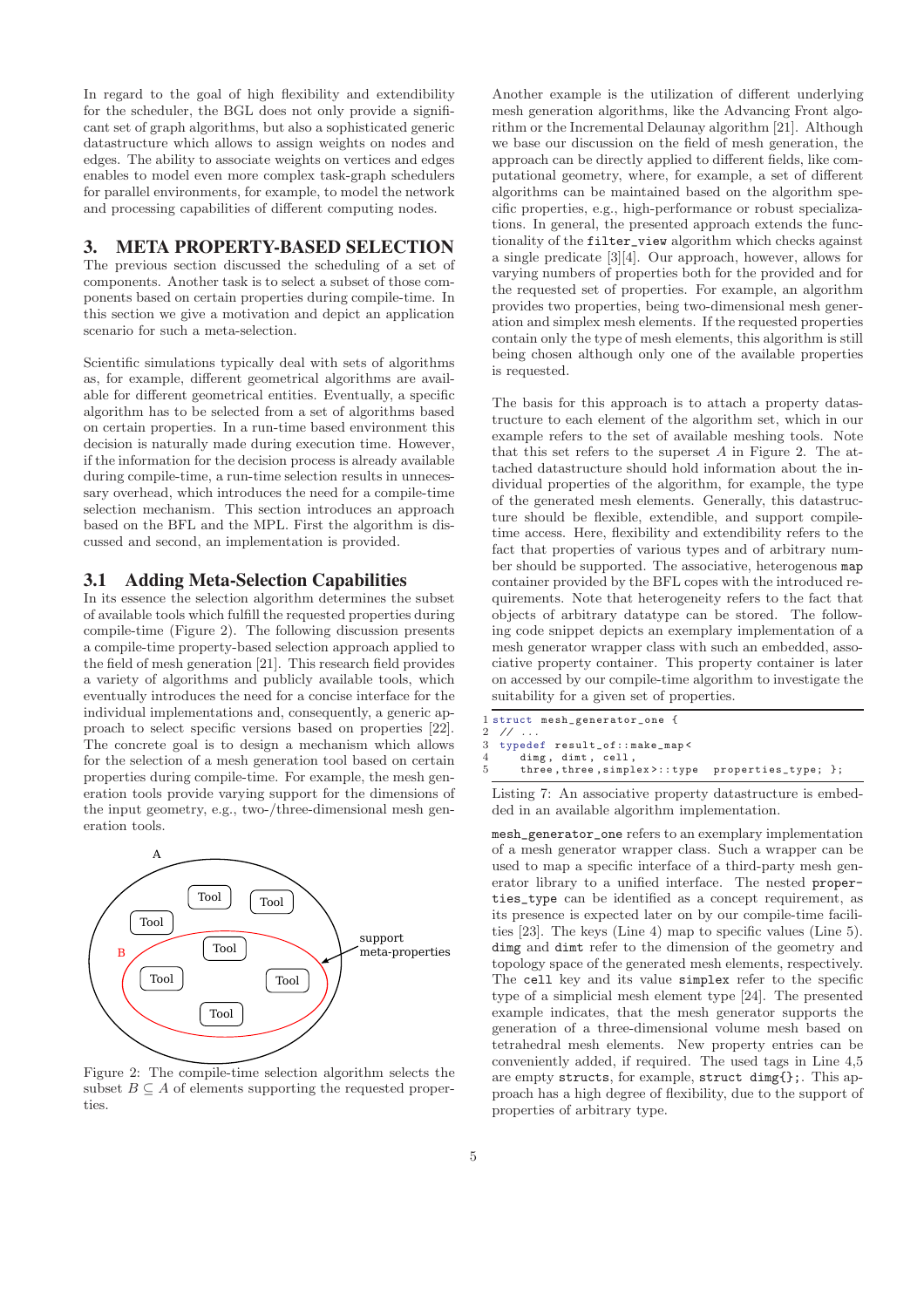In regard to the goal of high flexibility and extendibility for the scheduler, the BGL does not only provide a significant set of graph algorithms, but also a sophisticated generic datastructure which allows to assign weights on nodes and edges. The ability to associate weights on vertices and edges enables to model even more complex task-graph schedulers for parallel environments, for example, to model the network and processing capabilities of different computing nodes.

## 3. META PROPERTY-BASED SELECTION

The previous section discussed the scheduling of a set of components. Another task is to select a subset of those components based on certain properties during compile-time. In this section we give a motivation and depict an application scenario for such a meta-selection.

Scientific simulations typically deal with sets of algorithms as, for example, different geometrical algorithms are available for different geometrical entities. Eventually, a specific algorithm has to be selected from a set of algorithms based on certain properties. In a run-time based environment this decision is naturally made during execution time. However, if the information for the decision process is already available during compile-time, a run-time selection results in unnecessary overhead, which introduces the need for a compile-time selection mechanism. This section introduces an approach based on the BFL and the MPL. First the algorithm is discussed and second, an implementation is provided.

### 3.1 Adding Meta-Selection Capabilities

In its essence the selection algorithm determines the subset of available tools which fulfill the requested properties during compile-time (Figure 2). The following discussion presents a compile-time property-based selection approach applied to the field of mesh generation [21]. This research field provides a variety of algorithms and publicly available tools, which eventually introduces the need for a concise interface for the individual implementations and, consequently, a generic approach to select specific versions based on properties [22]. The concrete goal is to design a mechanism which allows for the selection of a mesh generation tool based on certain properties during compile-time. For example, the mesh generation tools provide varying support for the dimensions of the input geometry, e.g., two-/three-dimensional mesh generation tools.

Figure 2: The compile-time selection algorithm selects the subset $B \subseteq A$ of elements supporting the requested properties.

Another example is the utilization of different underlying mesh generation algorithms, like the Advancing Front algorithm or the Incremental Delaunay algorithm [21]. Although we base our discussion on the field of mesh generation, the approach can be directly applied to different fields, like computational geometry, where, for example, a set of different algorithms can be maintained based on the algorithm specific properties, e.g., high-performance or robust specializations. In general, the presented approach extends the functionality of the `filter_view` algorithm which checks against a single predicate [3][4]. Our approach, however, allows for varying numbers of properties both for the provided and for the requested set of properties. For example, an algorithm provides two properties, being two-dimensional mesh generation and simplex mesh elements. If the requested properties contain only the type of mesh elements, this algorithm is still being chosen although only one of the available properties is requested.

The basis for this approach is to attach a property datastructure to each element of the algorithm set, which in our example refers to the set of available meshing tools. Note that this set refers to the superset $A$ in Figure 2. The attached datastructure should hold information about the individual properties of the algorithm, for example, the type of the generated mesh elements. Generally, this datastructure should be flexible, extendible, and support compile-time access. Here, flexibility and extendibility refers to the fact that properties of various types and of arbitrary number should be supported. The associative, heterogeneous `map` container provided by the BFL copes with the introduced requirements. Note that heterogeneity refers to the fact that objects of arbitrary datatype can be stored. The following code snippet depicts an exemplary implementation of a mesh generator wrapper class with such an embedded, associative property container. This property container is later on accessed by our compile-time algorithm to investigate the suitability for a given set of properties.

```
1 struct mesh_generator_one {
2  // ...
3  typedef result_of::make_map<
4     dimg, dimt, cell,
5     three,three,simplex>::type  properties_type; };
```

Listing 7: An associative property datastructure is embedded in an available algorithm implementation.

`mesh_generator_one` refers to an exemplary implementation of a mesh generator wrapper class. Such a wrapper can be used to map a specific interface of a third-party mesh generator library to a unified interface. The nested `properties_type` can be identified as a concept requirement, as its presence is expected later on by our compile-time facilities [23]. The keys (Line 4) map to specific values (Line 5). `dimg` and `dimt` refer to the dimension of the geometry and topology space of the generated mesh elements, respectively. The `cell` key and its value `simplex` refer to the specific type of a simplicial mesh element type [24]. The presented example indicates, that the mesh generator supports the generation of a three-dimensional volume mesh based on tetrahedral mesh elements. New property entries can be conveniently added, if required. The used tags in Line 4,5 are empty `structs`, for example, `struct dimg{};`. This approach has a high degree of flexibility, due to the support of properties of arbitrary type.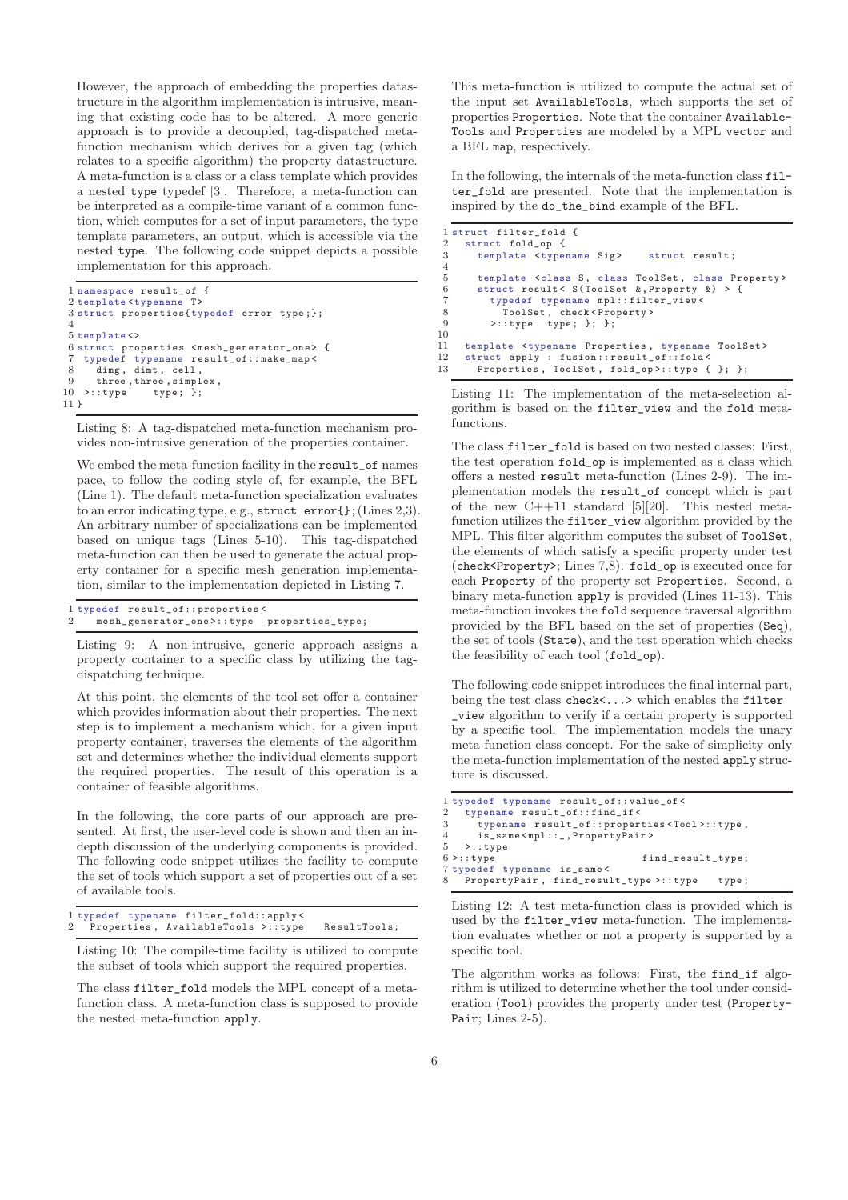However, the approach of embedding the properties datastructure in the algorithm implementation is intrusive, meaning that existing code has to be altered. A more generic approach is to provide a decoupled, tag-dispatched meta-function mechanism which derives for a given tag (which relates to a specific algorithm) the property datastructure. A meta-function is a class or a class template which provides a nested type typedef [3]. Therefore, a meta-function can be interpreted as a compile-time variant of a common function, which computes for a set of input parameters, the type template parameters, an output, which is accessible via the nested type. The following code snippet depicts a possible implementation for this approach.

```
1 namespace result_of {
2 template<typename T>
3 struct properties{typedef error type;};
4
5 template<>
6 struct properties <mesh_generator_one> {
7   typedef typename result_of::make_map<
8     dimg, dimt, cell,
9     three,three,simplex,
10  >::type     type; };
11 }
```

Listing 8: A tag-dispatched meta-function mechanism provides non-intrusive generation of the properties container.

We embed the meta-function facility in the `result_of` namespace, to follow the coding style of, for example, the BFL (Line 1). The default meta-function specialization evaluates to an error indicating type, e.g., `struct error{};` (Lines 2,3). An arbitrary number of specializations can be implemented based on unique tags (Lines 5-10). This tag-dispatched meta-function can then be used to generate the actual property container for a specific mesh generation implementation, similar to the implementation depicted in Listing 7.

```
1 typedef result_of::properties<
2   mesh_generator_one>::type  properties_type;
```

Listing 9: A non-intrusive, generic approach assigns a property container to a specific class by utilizing the tag-dispatching technique.

At this point, the elements of the tool set offer a container which provides information about their properties. The next step is to implement a mechanism which, for a given input property container, traverses the elements of the algorithm set and determines whether the individual elements support the required properties. The result of this operation is a container of feasible algorithms.

In the following, the core parts of our approach are presented. At first, the user-level code is shown and then an in-depth discussion of the underlying components is provided. The following code snippet utilizes the facility to compute the set of tools which support a set of properties out of a set of available tools.

```
1 typedef typename filter_fold::apply<
2   Properties, AvailableTools >::type    ResultTools;
```

Listing 10: The compile-time facility is utilized to compute the subset of tools which support the required properties.

The class `filter_fold` models the MPL concept of a meta-function class. A meta-function class is supposed to provide the nested meta-function `apply`.

This meta-function is utilized to compute the actual set of the input set `AvailableTools`, which supports the set of properties `Properties`. Note that the container `AvailableTools` and `Properties` are modeled by a MPL `vector` and a BFL `map`, respectively.

In the following, the internals of the meta-function class `filter_fold` are presented. Note that the implementation is inspired by the `do_the_bind` example of the BFL.

```
1 struct filter_fold {
2   struct fold_op {
3     template <typename Sig>    struct result;
4
5     template <class S, class ToolSet, class Property>
6     struct result< S(ToolSet &,Property &) > {
7       typedef typename mpl::filter_view<
8         ToolSet, check<Property>
9       >::type  type; }; };
10
11  template <typename Properties, typename ToolSet>
12  struct apply : fusion::result_of::fold<
13    Properties, ToolSet, fold_op>::type { }; };
```

Listing 11: The implementation of the meta-selection algorithm is based on the `filter_view` and the `fold` meta-functions.

The class `filter_fold` is based on two nested classes: First, the test operation `fold_op` is implemented as a class which offers a nested `result` meta-function (Lines 2-9). The implementation models the `result_of` concept which is part of the new C++11 standard [5][20]. This nested meta-function utilizes the `filter_view` algorithm provided by the MPL. This filter algorithm computes the subset of `ToolSet`, the elements of which satisfy a specific property under test (`check<Property>`; Lines 7,8). `fold_op` is executed once for each `Property` of the property set `Properties`. Second, a binary meta-function `apply` is provided (Lines 11-13). This meta-function invokes the `fold` sequence traversal algorithm provided by the BFL based on the set of properties (`Seq`), the set of tools (`State`), and the test operation which checks the feasibility of each tool (`fold_op`).

The following code snippet introduces the final internal part, being the test class `check<...>` which enables the `filter_view` algorithm to verify if a certain property is supported by a specific tool. The implementation models the unary meta-function class concept. For the sake of simplicity only the meta-function implementation of the nested `apply` structure is discussed.

```
1 typedef typename result_of::value_of<
2   typename result_of::find_if<
3     typename result_of::properties<Tool>::type,
4     is_same<mpl::_,PropertyPair>
5   >::type
6 >::type                          find_result_type;
7 typedef typename is_same<
8   PropertyPair, find_result_type>::type   type;
```

Listing 12: A test meta-function class is provided which is used by the `filter_view` meta-function. The implementation evaluates whether or not a property is supported by a specific tool.

The algorithm works as follows: First, the `find_if` algorithm is utilized to determine whether the tool under consideration (`Tool`) provides the property under test (`PropertyPair`; Lines 2-5).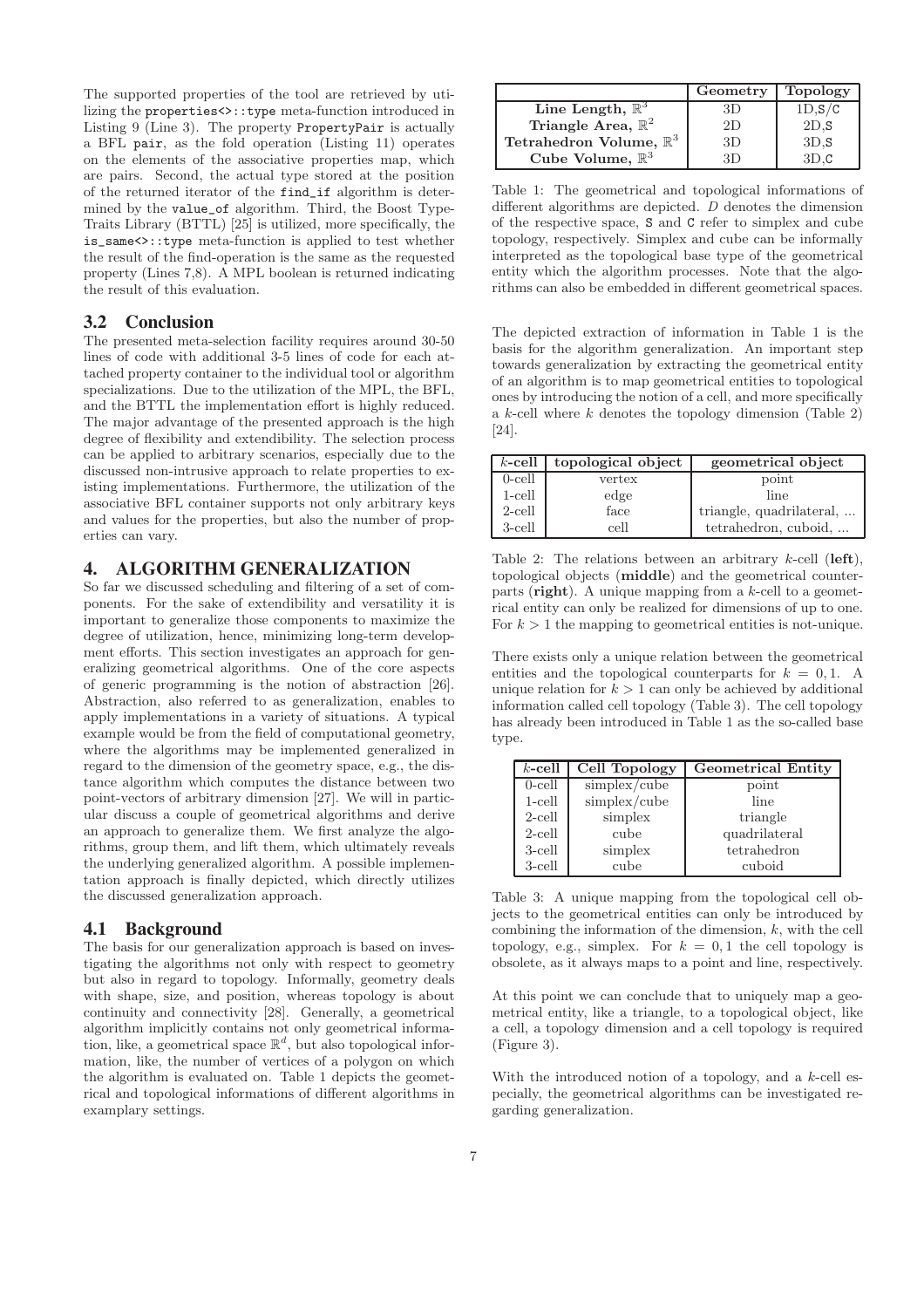The supported properties of the tool are retrieved by utilizing the `properties<>::type` meta-function introduced in Listing 9 (Line 3). The property `PropertyPair` is actually a BFL `pair`, as the fold operation (Listing 11) operates on the elements of the associative properties map, which are pairs. Second, the actual type stored at the position of the returned iterator of the `find_if` algorithm is determined by the `value_of` algorithm. Third, the Boost Type-Traits Library (BTTL) [25] is utilized, more specifically, the `is_same<>::type` meta-function is applied to test whether the result of the find-operation is the same as the requested property (Lines 7,8). A MPL boolean is returned indicating the result of this evaluation.

## 3.2 Conclusion

The presented meta-selection facility requires around 30-50 lines of code with additional 3-5 lines of code for each attached property container to the individual tool or algorithm specializations. Due to the utilization of the MPL, the BFL, and the BTTL the implementation effort is highly reduced. The major advantage of the presented approach is the high degree of flexibility and extendibility. The selection process can be applied to arbitrary scenarios, especially due to the discussed non-intrusive approach to relate properties to existing implementations. Furthermore, the utilization of the associative BFL container supports not only arbitrary keys and values for the properties, but also the number of properties can vary.

# 4. ALGORITHM GENERALIZATION

So far we discussed scheduling and filtering of a set of components. For the sake of extendibility and versatility it is important to generalize those components to maximize the degree of utilization, hence, minimizing long-term development efforts. This section investigates an approach for generalizing geometrical algorithms. One of the core aspects of generic programming is the notion of abstraction [26]. Abstraction, also referred to as generalization, enables to apply implementations in a variety of situations. A typical example would be from the field of computational geometry, where the algorithms may be implemented generalized in regard to the dimension of the geometry space, e.g., the distance algorithm which computes the distance between two point-vectors of arbitrary dimension [27]. We will in particular discuss a couple of geometrical algorithms and derive an approach to generalize them. We first analyze the algorithms, group them, and lift them, which ultimately reveals the underlying generalized algorithm. A possible implementation approach is finally depicted, which directly utilizes the discussed generalization approach.

## 4.1 Background

The basis for our generalization approach is based on investigating the algorithms not only with respect to geometry but also in regard to topology. Informally, geometry deals with shape, size, and position, whereas topology is about continuity and connectivity [28]. Generally, a geometrical algorithm implicitly contains not only geometrical information, like, a geometrical space $\mathbb{R}^d$, but also topological information, like, the number of vertices of a polygon on which the algorithm is evaluated on. Table 1 depicts the geometrical and topological informations of different algorithms in examplary settings.

| | **Geometry** | **Topology** |
|---|---|---|
| **Line Length, $\mathbb{R}^3$** | 3D | 1D,S/C |
| **Triangle Area, $\mathbb{R}^2$** | 2D | 2D,S |
| **Tetrahedron Volume, $\mathbb{R}^3$** | 3D | 3D,S |
| **Cube Volume, $\mathbb{R}^3$** | 3D | 3D,C |

Table 1: The geometrical and topological informations of different algorithms are depicted. $D$ denotes the dimension of the respective space, S and C refer to simplex and cube topology, respectively. Simplex and cube can be informally interpreted as the topological base type of the geometrical entity which the algorithm processes. Note that the algorithms can also be embedded in different geometrical spaces.

The depicted extraction of information in Table 1 is the basis for the algorithm generalization. An important step towards generalization by extracting the geometrical entity of an algorithm is to map geometrical entities to topological ones by introducing the notion of a cell, and more specifically a $k$-cell where $k$ denotes the topology dimension (Table 2) [24].

| **$k$-cell** | **topological object** | **geometrical object** |
|---|---|---|
| 0-cell | vertex | point |
| 1-cell | edge | line |
| 2-cell | face | triangle, quadrilateral, ... |
| 3-cell | cell | tetrahedron, cuboid, ... |

Table 2: The relations between an arbitrary $k$-cell (**left**), topological objects (**middle**) and the geometrical counterparts (**right**). A unique mapping from a $k$-cell to a geometrical entity can only be realized for dimensions of up to one. For $k > 1$ the mapping to geometrical entities is not-unique.

There exists only a unique relation between the geometrical entities and the topological counterparts for $k = 0, 1$. A unique relation for $k > 1$ can only be achieved by additional information called cell topology (Table 3). The cell topology has already been introduced in Table 1 as the so-called base type.

| **$k$-cell** | **Cell Topology** | **Geometrical Entity** |
|---|---|---|
| 0-cell | simplex/cube | point |
| 1-cell | simplex/cube | line |
| 2-cell | simplex | triangle |
| 2-cell | cube | quadrilateral |
| 3-cell | simplex | tetrahedron |
| 3-cell | cube | cuboid |

Table 3: A unique mapping from the topological cell objects to the geometrical entities can only be introduced by combining the information of the dimension, $k$, with the cell topology, e.g., simplex. For $k = 0, 1$ the cell topology is obsolete, as it always maps to a point and line, respectively.

At this point we can conclude that to uniquely map a geometrical entity, like a triangle, to a topological object, like a cell, a topology dimension and a cell topology is required (Figure 3).

With the introduced notion of a topology, and a $k$-cell especially, the geometrical algorithms can be investigated regarding generalization.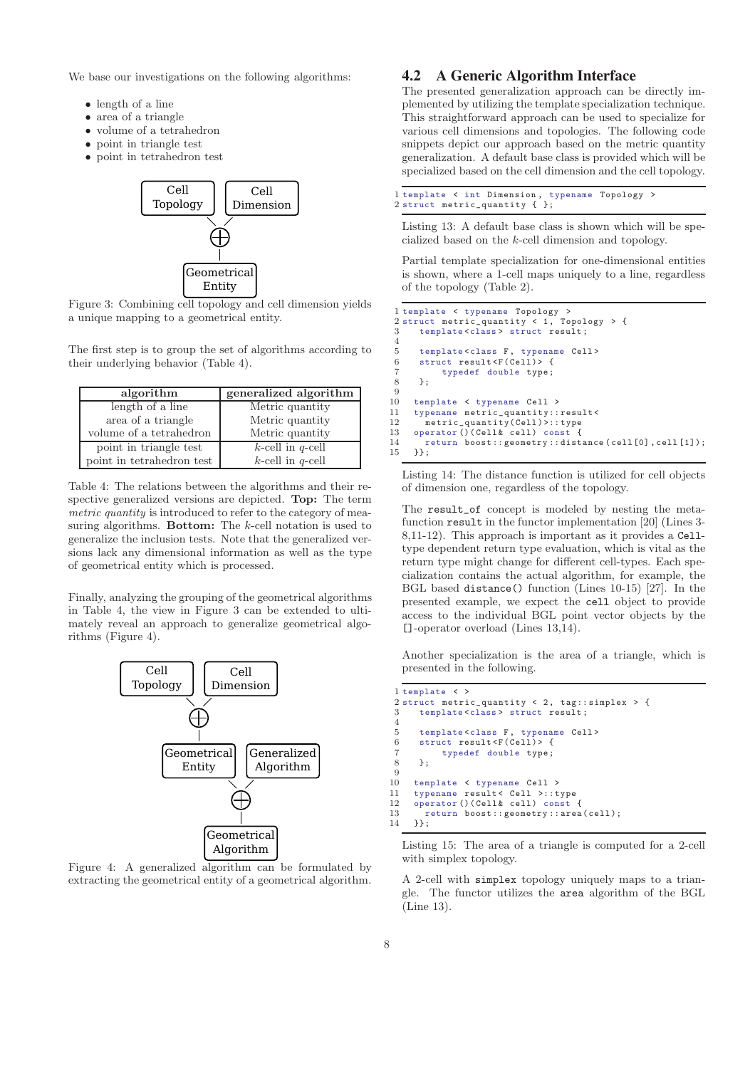We base our investigations on the following algorithms:

- length of a line
- area of a triangle
- volume of a tetrahedron
- point in triangle test
- point in tetrahedron test

Figure 3: Combining cell topology and cell dimension yields a unique mapping to a geometrical entity.

The first step is to group the set of algorithms according to their underlying behavior (Table 4).

| algorithm | generalized algorithm |
|---|---|
| length of a line | Metric quantity |
| area of a triangle | Metric quantity |
| volume of a tetrahedron | Metric quantity |
| point in triangle test | $k$-cell in $q$-cell |
| point in tetrahedron test | $k$-cell in $q$-cell |

Table 4: The relations between the algorithms and their respective generalized versions are depicted. **Top:** The term *metric quantity* is introduced to refer to the category of measuring algorithms. **Bottom:** The $k$-cell notation is used to generalize the inclusion tests. Note that the generalized versions lack any dimensional information as well as the type of geometrical entity which is processed.

Finally, analyzing the grouping of the geometrical algorithms in Table 4, the view in Figure 3 can be extended to ultimately reveal an approach to generalize geometrical algorithms (Figure 4).

Figure 4: A generalized algorithm can be formulated by extracting the geometrical entity of a geometrical algorithm.

## 4.2 A Generic Algorithm Interface

The presented generalization approach can be directly implemented by utilizing the template specialization technique. This straightforward approach can be used to specialize for various cell dimensions and topologies. The following code snippets depict our approach based on the metric quantity generalization. A default base class is provided which will be specialized based on the cell dimension and the cell topology.

```
1 template < int Dimension, typename Topology >
2 struct metric_quantity { };
```

Listing 13: A default base class is shown which will be specialized based on the $k$-cell dimension and topology.

Partial template specialization for one-dimensional entities is shown, where a 1-cell maps uniquely to a line, regardless of the topology (Table 2).

```
1  template < typename Topology >
2  struct metric_quantity < 1, Topology > {
3    template<class> struct result;
4
5    template<class F, typename Cell>
6    struct result<F(Cell)> {
7       typedef double type;
8    };
9
10   template < typename Cell >
11   typename metric_quantity::result<
12     metric_quantity(Cell)>::type
13   operator()(Cell& cell) const {
14     return boost::geometry::distance(cell[0],cell[1]);
15   }};
```

Listing 14: The distance function is utilized for cell objects of dimension one, regardless of the topology.

The `result_of` concept is modeled by nesting the metafunction `result` in the functor implementation [20] (Lines 3-8,11-12). This approach is important as it provides a `Cell`-type dependent return type evaluation, which is vital as the return type might change for different cell-types. Each specialization contains the actual algorithm, for example, the BGL based `distance()` function (Lines 10-15) [27]. In the presented example, we expect the `cell` object to provide access to the individual BGL point vector objects by the `[]`-operator overload (Lines 13,14).

Another specialization is the area of a triangle, which is presented in the following.

```
1  template < >
2  struct metric_quantity < 2, tag::simplex > {
3    template<class> struct result;
4
5    template<class F, typename Cell>
6    struct result<F(Cell)> {
7       typedef double type;
8    };
9
10   template < typename Cell >
11   typename result< Cell >::type
12   operator()(Cell& cell) const {
13     return boost::geometry::area(cell);
14   }};
```

Listing 15: The area of a triangle is computed for a 2-cell with simplex topology.

A 2-cell with `simplex` topology uniquely maps to a triangle. The functor utilizes the `area` algorithm of the BGL (Line 13).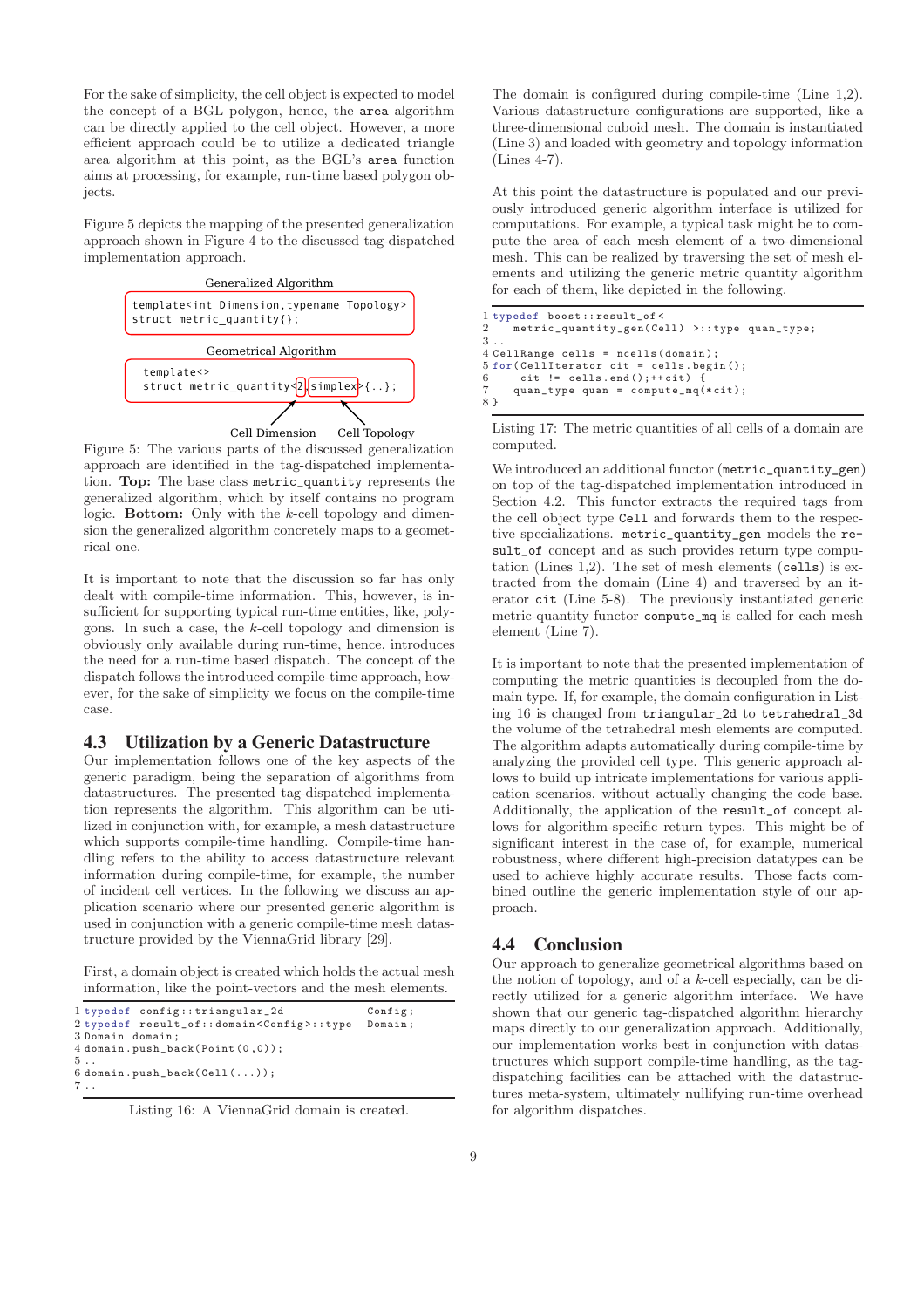For the sake of simplicity, the cell object is expected to model the concept of a BGL polygon, hence, the `area` algorithm can be directly applied to the cell object. However, a more efficient approach could be to utilize a dedicated triangle area algorithm at this point, as the BGL's `area` function aims at processing, for example, run-time based polygon objects.

Figure 5 depicts the mapping of the presented generalization approach shown in Figure 4 to the discussed tag-dispatched implementation approach.

Generalized Algorithm

```
template<int Dimension,typename Topology>
struct metric_quantity{};
```

Geometrical Algorithm

```
template<>
struct metric_quantity<2,simplex>{..};
```

Cell Dimension    Cell Topology

Figure 5: The various parts of the discussed generalization approach are identified in the tag-dispatched implementation. **Top:** The base class `metric_quantity` represents the generalized algorithm, which by itself contains no program logic. **Bottom:** Only with the $k$-cell topology and dimension the generalized algorithm concretely maps to a geometrical one.

It is important to note that the discussion so far has only dealt with compile-time information. This, however, is insufficient for supporting typical run-time entities, like, polygons. In such a case, the $k$-cell topology and dimension is obviously only available during run-time, hence, introduces the need for a run-time based dispatch. The concept of the dispatch follows the introduced compile-time approach, however, for the sake of simplicity we focus on the compile-time case.

## 4.3 Utilization by a Generic Datastructure

Our implementation follows one of the key aspects of the generic paradigm, being the separation of algorithms from datastructures. The presented tag-dispatched implementation represents the algorithm. This algorithm can be utilized in conjunction with, for example, a mesh datastructure which supports compile-time handling. Compile-time handling refers to the ability to access datastructure relevant information during compile-time, for example, the number of incident cell vertices. In the following we discuss an application scenario where our presented generic algorithm is used in conjunction with a generic compile-time mesh datastructure provided by the ViennaGrid library [29].

First, a domain object is created which holds the actual mesh information, like the point-vectors and the mesh elements.

```
1 typedef config::triangular_2d              Config;
2 typedef result_of::domain<Config>::type    Domain;
3 Domain domain;
4 domain.push_back(Point(0,0));
5 ..
6 domain.push_back(Cell(...));
7 ..
```

Listing 16: A ViennaGrid domain is created.

The domain is configured during compile-time (Line 1,2). Various datastructure configurations are supported, like a three-dimensional cuboid mesh. The domain is instantiated (Line 3) and loaded with geometry and topology information (Lines 4-7).

At this point the datastructure is populated and our previously introduced generic algorithm interface is utilized for computations. For example, a typical task might be to compute the area of each mesh element of a two-dimensional mesh. This can be realized by traversing the set of mesh elements and utilizing the generic metric quantity algorithm for each of them, like depicted in the following.

```
1 typedef boost::result_of<
2    metric_quantity_gen(Cell) >::type quan_type;
3 ..
4 CellRange cells = ncells(domain);
5 for(CellIterator cit = cells.begin();
6     cit != cells.end();++cit) {
7    quan_type quan = compute_mq(*cit);
8 }
```

Listing 17: The metric quantities of all cells of a domain are computed.

We introduced an additional functor (`metric_quantity_gen`) on top of the tag-dispatched implementation introduced in Section 4.2. This functor extracts the required tags from the cell object type `Cell` and forwards them to the respective specializations. `metric_quantity_gen` models the `result_of` concept and as such provides return type computation (Lines 1,2). The set of mesh elements (`cells`) is extracted from the domain (Line 4) and traversed by an iterator `cit` (Line 5-8). The previously instantiated generic metric-quantity functor `compute_mq` is called for each mesh element (Line 7).

It is important to note that the presented implementation of computing the metric quantities is decoupled from the domain type. If, for example, the domain configuration in Listing 16 is changed from `triangular_2d` to `tetrahedral_3d` the volume of the tetrahedral mesh elements are computed. The algorithm adapts automatically during compile-time by analyzing the provided cell type. This generic approach allows to build up intricate implementations for various application scenarios, without actually changing the code base. Additionally, the application of the `result_of` concept allows for algorithm-specific return types. This might be of significant interest in the case of, for example, numerical robustness, where different high-precision datatypes can be used to achieve highly accurate results. Those facts combined outline the generic implementation style of our approach.

## 4.4 Conclusion

Our approach to generalize geometrical algorithms based on the notion of topology, and of a $k$-cell especially, can be directly utilized for a generic algorithm interface. We have shown that our generic tag-dispatched algorithm hierarchy maps directly to our generalization approach. Additionally, our implementation works best in conjunction with datastructures which support compile-time handling, as the tag-dispatching facilities can be attached with the datastructures meta-system, ultimately nullifying run-time overhead for algorithm dispatches.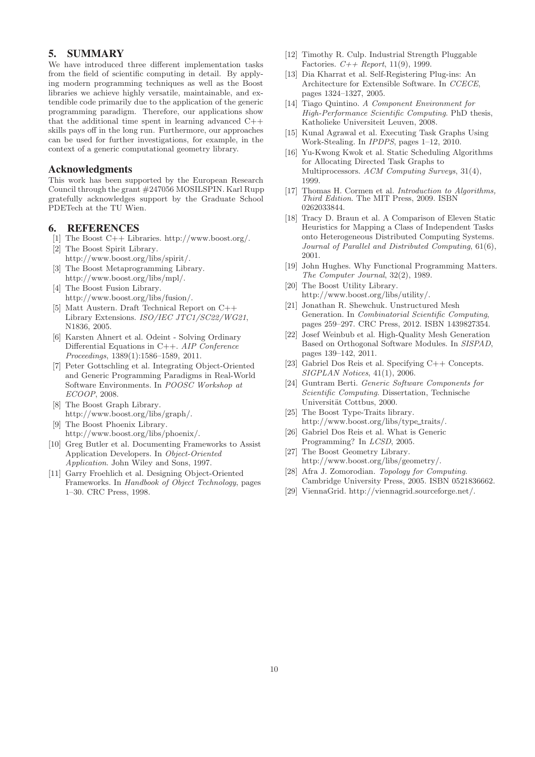## 5. SUMMARY

We have introduced three different implementation tasks from the field of scientific computing in detail. By applying modern programming techniques as well as the Boost libraries we achieve highly versatile, maintainable, and extendible code primarily due to the application of the generic programming paradigm. Therefore, our applications show that the additional time spent in learning advanced C++ skills pays off in the long run. Furthermore, our approaches can be used for further investigations, for example, in the context of a generic computational geometry library.

## Acknowledgments

This work has been supported by the European Research Council through the grant #247056 MOSILSPIN. Karl Rupp gratefully acknowledges support by the Graduate School PDETech at the TU Wien.

## 6. REFERENCES

[1] The Boost C++ Libraries. http://www.boost.org/.

[2] The Boost Spirit Library. http://www.boost.org/libs/spirit/.

[3] The Boost Metaprogramming Library. http://www.boost.org/libs/mpl/.

[4] The Boost Fusion Library. http://www.boost.org/libs/fusion/.

[5] Matt Austern. Draft Technical Report on C++ Library Extensions. *ISO/IEC JTC1/SC22/WG21*, N1836, 2005.

[6] Karsten Ahnert et al. Odeint - Solving Ordinary Differential Equations in C++. *AIP Conference Proceedings*, 1389(1):1586–1589, 2011.

[7] Peter Gottschling et al. Integrating Object-Oriented and Generic Programming Paradigms in Real-World Software Environments. In *POOSC Workshop at ECOOP*, 2008.

[8] The Boost Graph Library. http://www.boost.org/libs/graph/.

[9] The Boost Phoenix Library. http://www.boost.org/libs/phoenix/.

[10] Greg Butler et al. Documenting Frameworks to Assist Application Developers. In *Object-Oriented Application*. John Wiley and Sons, 1997.

[11] Garry Froehlich et al. Designing Object-Oriented Frameworks. In *Handbook of Object Technology*, pages 1–30. CRC Press, 1998.

[12] Timothy R. Culp. Industrial Strength Pluggable Factories. *C++ Report*, 11(9), 1999.

[13] Dia Kharrat et al. Self-Registering Plug-ins: An Architecture for Extensible Software. In *CCECE*, pages 1324–1327, 2005.

[14] Tiago Quintino. *A Component Environment for High-Performance Scientific Computing*. PhD thesis, Katholieke Universiteit Leuven, 2008.

[15] Kunal Agrawal et al. Executing Task Graphs Using Work-Stealing. In *IPDPS*, pages 1–12, 2010.

[16] Yu-Kwong Kwok et al. Static Scheduling Algorithms for Allocating Directed Task Graphs to Multiprocessors. *ACM Computing Surveys*, 31(4), 1999.

[17] Thomas H. Cormen et al. *Introduction to Algorithms, Third Edition*. The MIT Press, 2009. ISBN 0262033844.

[18] Tracy D. Braun et al. A Comparison of Eleven Static Heuristics for Mapping a Class of Independent Tasks onto Heterogeneous Distributed Computing Systems. *Journal of Parallel and Distributed Computing*, 61(6), 2001.

[19] John Hughes. Why Functional Programming Matters. *The Computer Journal*, 32(2), 1989.

[20] The Boost Utility Library. http://www.boost.org/libs/utility/.

[21] Jonathan R. Shewchuk. Unstructured Mesh Generation. In *Combinatorial Scientific Computing*, pages 259–297. CRC Press, 2012. ISBN 1439827354.

[22] Josef Weinbub et al. High-Quality Mesh Generation Based on Orthogonal Software Modules. In *SISPAD*, pages 139–142, 2011.

[23] Gabriel Dos Reis et al. Specifying C++ Concepts. *SIGPLAN Notices*, 41(1), 2006.

[24] Guntram Berti. *Generic Software Components for Scientific Computing*. Dissertation, Technische Universität Cottbus, 2000.

[25] The Boost Type-Traits library. http://www.boost.org/libs/type_traits/.

[26] Gabriel Dos Reis et al. What is Generic Programming? In *LCSD*, 2005.

[27] The Boost Geometry Library. http://www.boost.org/libs/geometry/.

[28] Afra J. Zomorodian. *Topology for Computing*. Cambridge University Press, 2005. ISBN 0521836662.

[29] ViennaGrid. http://viennagrid.sourceforge.net/.